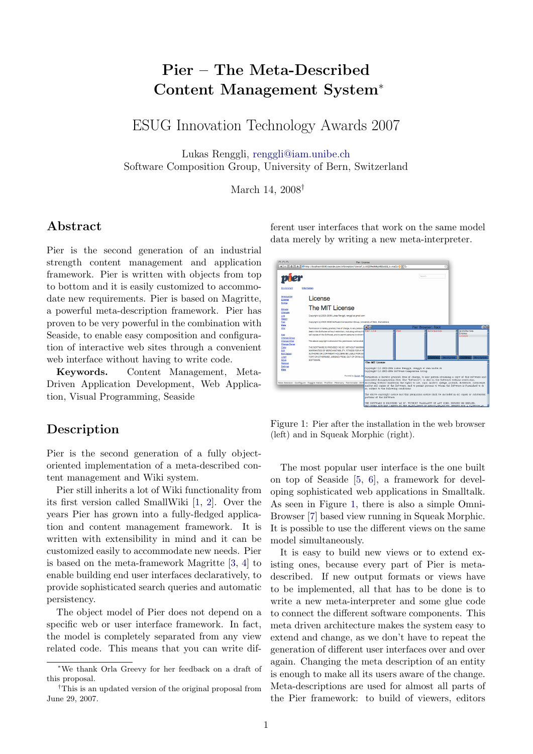# Pier – The Meta-Described Content Management System*

## ESUG Innovation Technology Awards 2007

Lukas Renggli, renggli@iam.unibe.ch
Software Composition Group, University of Bern, Switzerland

March 14, 2008†

## Abstract

Pier is the second generation of an industrial strength content management and application framework. Pier is written with objects from top to bottom and it is easily customized to accommodate new requirements. Pier is based on Magritte, a powerful meta-description framework. Pier has proven to be very powerful in the combination with Seaside, to enable easy composition and configuration of interactive web sites through a convenient web interface without having to write code.

**Keywords.** Content Management, Meta-Driven Application Development, Web Application, Visual Programming, Seaside

## Description

Pier is the second generation of a fully object-oriented implementation of a meta-described content management and Wiki system.

Pier still inherits a lot of Wiki functionality from its first version called SmallWiki [1, 2]. Over the years Pier has grown into a fully-fledged application and content management framework. It is written with extensibility in mind and it can be customized easily to accommodate new needs. Pier is based on the meta-framework Magritte [3, 4] to enable building end user interfaces declaratively, to provide sophisticated search queries and automatic persistency.

The object model of Pier does not depend on a specific web or user interface framework. In fact, the model is completely separated from any view related code. This means that you can write different user interfaces that work on the same model data merely by writing a new meta-interpreter.

Figure 1: Pier after the installation in the web browser (left) and in Squeak Morphic (right).

The most popular user interface is the one built on top of Seaside [5, 6], a framework for developing sophisticated web applications in Smalltalk. As seen in Figure 1, there is also a simple Omni-Browser [7] based view running in Squeak Morphic. It is possible to use the different views on the same model simultaneously.

It is easy to build new views or to extend existing ones, because every part of Pier is meta-described. If new output formats or views have to be implemented, all that has to be done is to write a new meta-interpreter and some glue code to connect the different software components. This meta driven architecture makes the system easy to extend and change, as we don't have to repeat the generation of different user interfaces over and over again. Changing the meta description of an entity is enough to make all its users aware of the change. Meta-descriptions are used for almost all parts of the Pier framework: to build of viewers, editors

*We thank Orla Greevy for her feedback on a draft of this proposal.

†This is an updated version of the original proposal from June 29, 2007.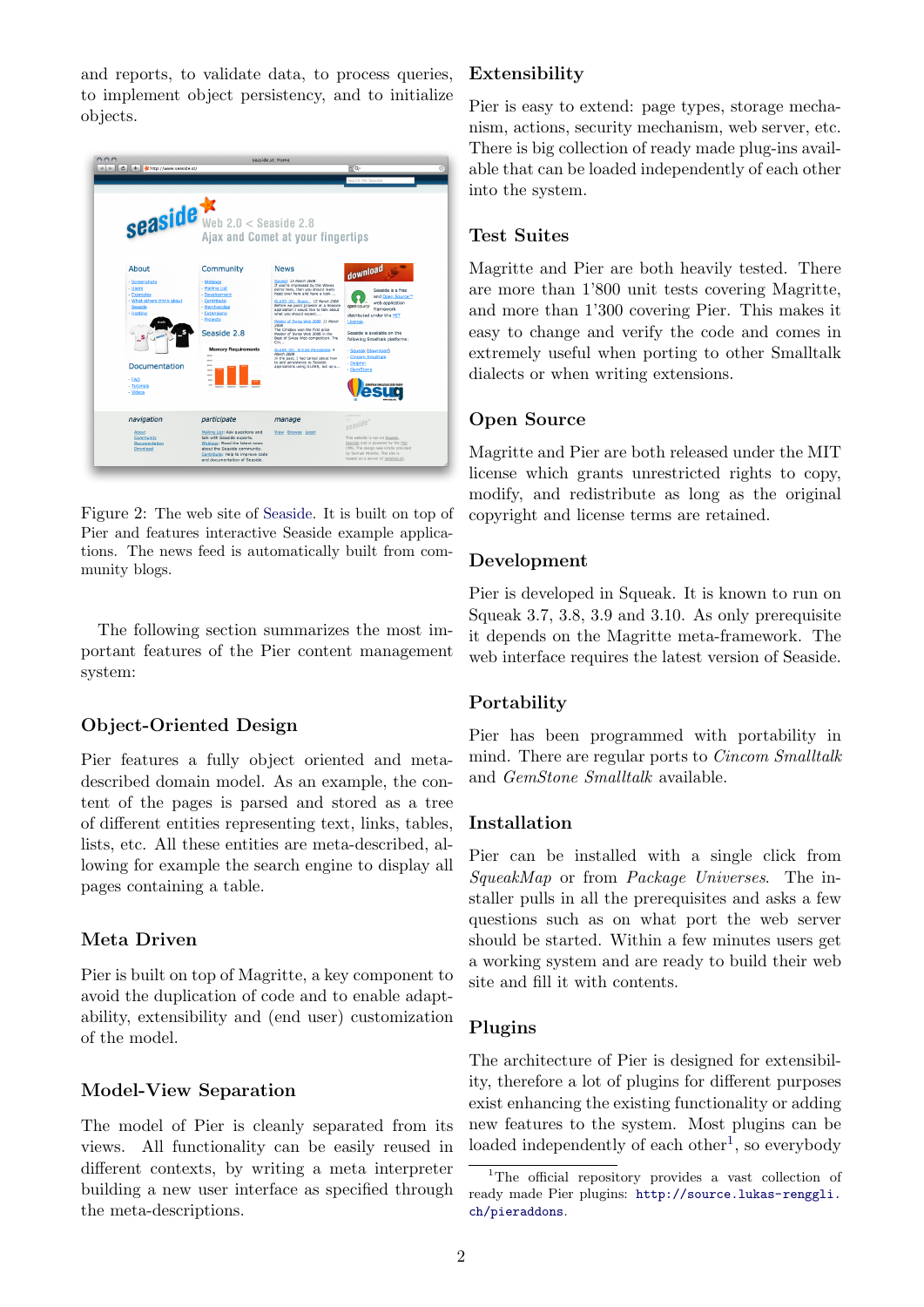and reports, to validate data, to process queries, to implement object persistency, and to initialize objects.

Figure 2: The web site of Seaside. It is built on top of Pier and features interactive Seaside example applications. The news feed is automatically built from community blogs.

The following section summarizes the most important features of the Pier content management system:

## Object-Oriented Design

Pier features a fully object oriented and meta-described domain model. As an example, the content of the pages is parsed and stored as a tree of different entities representing text, links, tables, lists, etc. All these entities are meta-described, allowing for example the search engine to display all pages containing a table.

## Meta Driven

Pier is built on top of Magritte, a key component to avoid the duplication of code and to enable adaptability, extensibility and (end user) customization of the model.

## Model-View Separation

The model of Pier is cleanly separated from its views. All functionality can be easily reused in different contexts, by writing a meta interpreter building a new user interface as specified through the meta-descriptions.

## Extensibility

Pier is easy to extend: page types, storage mechanism, actions, security mechanism, web server, etc. There is big collection of ready made plug-ins available that can be loaded independently of each other into the system.

## Test Suites

Magritte and Pier are both heavily tested. There are more than 1'800 unit tests covering Magritte, and more than 1'300 covering Pier. This makes it easy to change and verify the code and comes in extremely useful when porting to other Smalltalk dialects or when writing extensions.

## Open Source

Magritte and Pier are both released under the MIT license which grants unrestricted rights to copy, modify, and redistribute as long as the original copyright and license terms are retained.

## Development

Pier is developed in Squeak. It is known to run on Squeak 3.7, 3.8, 3.9 and 3.10. As only prerequisite it depends on the Magritte meta-framework. The web interface requires the latest version of Seaside.

## Portability

Pier has been programmed with portability in mind. There are regular ports to *Cincom Smalltalk* and *GemStone Smalltalk* available.

## Installation

Pier can be installed with a single click from *SqueakMap* or from *Package Universes*. The installer pulls in all the prerequisites and asks a few questions such as on what port the web server should be started. Within a few minutes users get a working system and are ready to build their web site and fill it with contents.

## Plugins

The architecture of Pier is designed for extensibility, therefore a lot of plugins for different purposes exist enhancing the existing functionality or adding new features to the system. Most plugins can be loaded independently of each other[1], so everybody

[1] The official repository provides a vast collection of ready made Pier plugins: `http://source.lukas-renggli.ch/pieraddons`.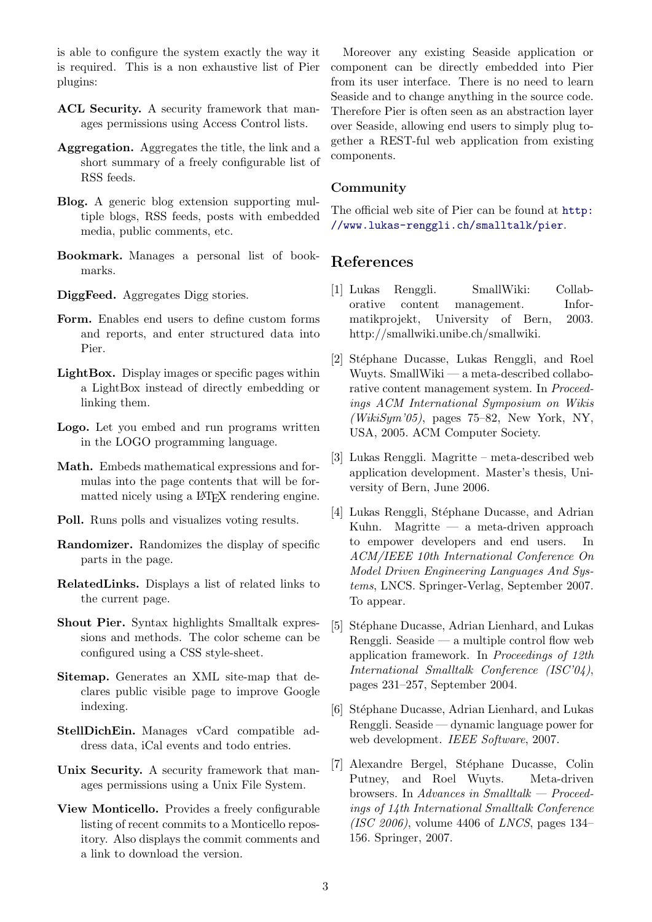is able to configure the system exactly the way it is required. This is a non exhaustive list of Pier plugins:

**ACL Security.** A security framework that manages permissions using Access Control lists.

**Aggregation.** Aggregates the title, the link and a short summary of a freely configurable list of RSS feeds.

**Blog.** A generic blog extension supporting multiple blogs, RSS feeds, posts with embedded media, public comments, etc.

**Bookmark.** Manages a personal list of bookmarks.

**DiggFeed.** Aggregates Digg stories.

**Form.** Enables end users to define custom forms and reports, and enter structured data into Pier.

**LightBox.** Display images or specific pages within a LightBox instead of directly embedding or linking them.

**Logo.** Let you embed and run programs written in the LOGO programming language.

**Math.** Embeds mathematical expressions and formulas into the page contents that will be formatted nicely using a LaTeX rendering engine.

**Poll.** Runs polls and visualizes voting results.

**Randomizer.** Randomizes the display of specific parts in the page.

**RelatedLinks.** Displays a list of related links to the current page.

**Shout Pier.** Syntax highlights Smalltalk expressions and methods. The color scheme can be configured using a CSS style-sheet.

**Sitemap.** Generates an XML site-map that declares public visible page to improve Google indexing.

**StellDichEin.** Manages vCard compatible address data, iCal events and todo entries.

**Unix Security.** A security framework that manages permissions using a Unix File System.

**View Monticello.** Provides a freely configurable listing of recent commits to a Monticello repository. Also displays the commit comments and a link to download the version.

Moreover any existing Seaside application or component can be directly embedded into Pier from its user interface. There is no need to learn Seaside and to change anything in the source code. Therefore Pier is often seen as an abstraction layer over Seaside, allowing end users to simply plug together a REST-ful web application from existing components.

### Community

The official web site of Pier can be found at `http://www.lukas-renggli.ch/smalltalk/pier`.

## References

[1] Lukas Renggli. SmallWiki: Collaborative content management. Informatikprojekt, University of Bern, 2003. http://smallwiki.unibe.ch/smallwiki.

[2] Stéphane Ducasse, Lukas Renggli, and Roel Wuyts. SmallWiki — a meta-described collaborative content management system. In *Proceedings ACM International Symposium on Wikis (WikiSym'05)*, pages 75–82, New York, NY, USA, 2005. ACM Computer Society.

[3] Lukas Renggli. Magritte – meta-described web application development. Master's thesis, University of Bern, June 2006.

[4] Lukas Renggli, Stéphane Ducasse, and Adrian Kuhn. Magritte — a meta-driven approach to empower developers and end users. In *ACM/IEEE 10th International Conference On Model Driven Engineering Languages And Systems*, LNCS. Springer-Verlag, September 2007. To appear.

[5] Stéphane Ducasse, Adrian Lienhard, and Lukas Renggli. Seaside — a multiple control flow web application framework. In *Proceedings of 12th International Smalltalk Conference (ISC'04)*, pages 231–257, September 2004.

[6] Stéphane Ducasse, Adrian Lienhard, and Lukas Renggli. Seaside — dynamic language power for web development. *IEEE Software*, 2007.

[7] Alexandre Bergel, Stéphane Ducasse, Colin Putney, and Roel Wuyts. Meta-driven browsers. In *Advances in Smalltalk — Proceedings of 14th International Smalltalk Conference (ISC 2006)*, volume 4406 of *LNCS*, pages 134–156. Springer, 2007.